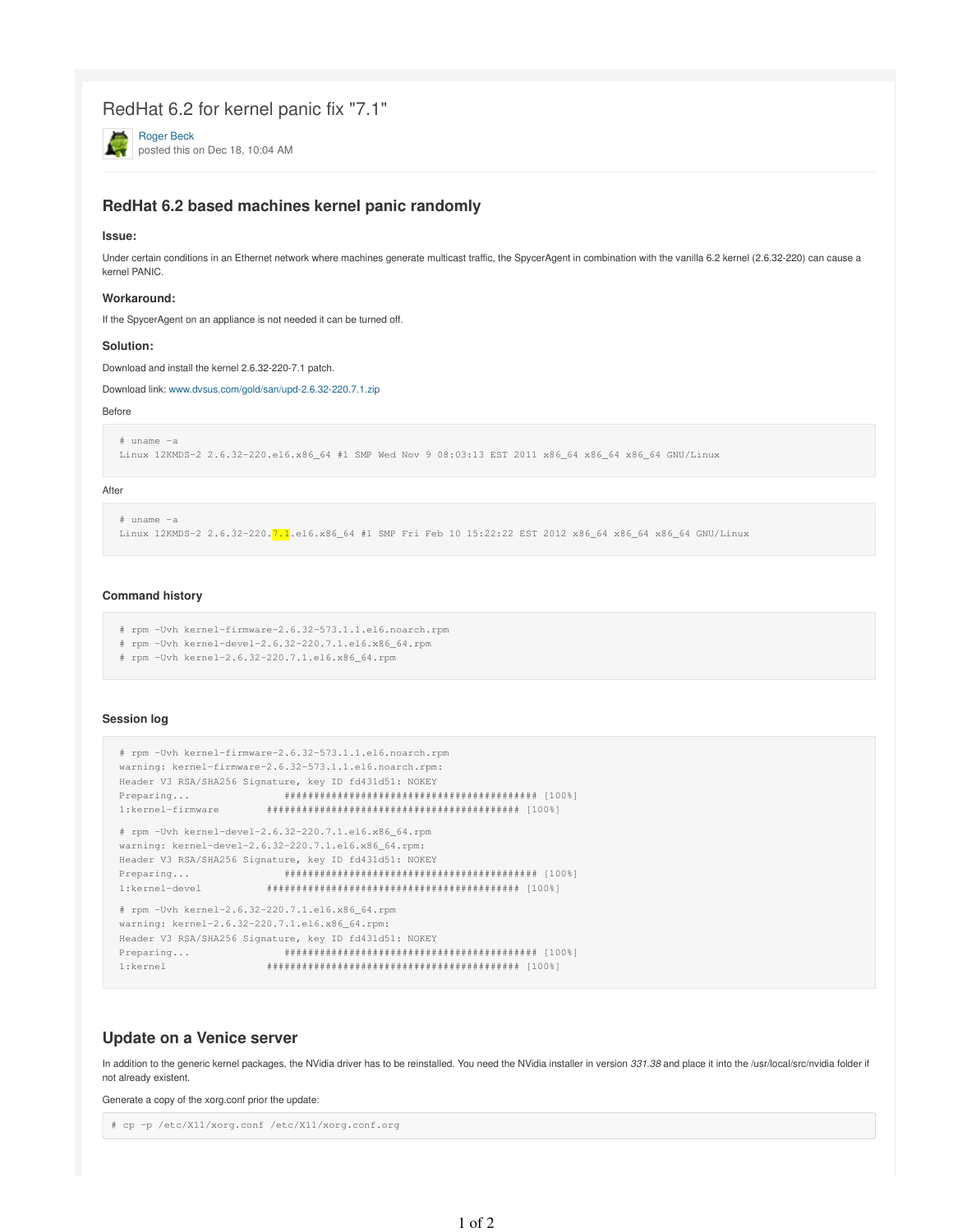# RedHat 6.2 for kernel panic fix "7.1"

Roger Beck
posted this on Dec 18, 10:04 AM

## RedHat 6.2 based machines kernel panic randomly

### Issue:

Under certain conditions in an Ethernet network where machines generate multicast traffic, the SpycerAgent in combination with the vanilla 6.2 kernel (2.6.32-220) can cause a kernel PANIC.

### Workaround:

If the SpycerAgent on an appliance is not needed it can be turned off.

### Solution:

Download and install the kernel 2.6.32-220-7.1 patch.

Download link: www.dvsus.com/gold/san/upd-2.6.32-220.7.1.zip

Before

```
# uname -a
Linux 12KMDS-2 2.6.32-220.el6.x86_64 #1 SMP Wed Nov 9 08:03:13 EST 2011 x86_64 x86_64 x86_64 GNU/Linux
```

After

```
# uname -a
Linux 12KMDS-2 2.6.32-220.7.1.el6.x86_64 #1 SMP Fri Feb 10 15:22:22 EST 2012 x86_64 x86_64 x86_64 GNU/Linux
```

### Command history

```
# rpm -Uvh kernel-firmware-2.6.32-573.1.1.el6.noarch.rpm
# rpm -Uvh kernel-devel-2.6.32-220.7.1.el6.x86_64.rpm
# rpm -Uvh kernel-2.6.32-220.7.1.el6.x86_64.rpm
```

### Session log

```
# rpm -Uvh kernel-firmware-2.6.32-573.1.1.el6.noarch.rpm
warning: kernel-firmware-2.6.32-573.1.1.el6.noarch.rpm:
Header V3 RSA/SHA256 Signature, key ID fd431d51: NOKEY
Preparing...                ########################################### [100%]
1:kernel-firmware        ########################################### [100%]

# rpm -Uvh kernel-devel-2.6.32-220.7.1.el6.x86_64.rpm
warning: kernel-devel-2.6.32-220.7.1.el6.x86_64.rpm:
Header V3 RSA/SHA256 Signature, key ID fd431d51: NOKEY
Preparing...                ########################################### [100%]
1:kernel-devel           ########################################### [100%]

# rpm -Uvh kernel-2.6.32-220.7.1.el6.x86_64.rpm
warning: kernel-2.6.32-220.7.1.el6.x86_64.rpm:
Header V3 RSA/SHA256 Signature, key ID fd431d51: NOKEY
Preparing...                ########################################### [100%]
1:kernel                 ########################################### [100%]
```

## Update on a Venice server

In addition to the generic kernel packages, the NVidia driver has to be reinstalled. You need the NVidia installer in version *331.38* and place it into the /usr/local/src/nvidia folder if not already existent.

Generate a copy of the xorg.conf prior the update:

```
# cp -p /etc/X11/xorg.conf /etc/X11/xorg.conf.org
```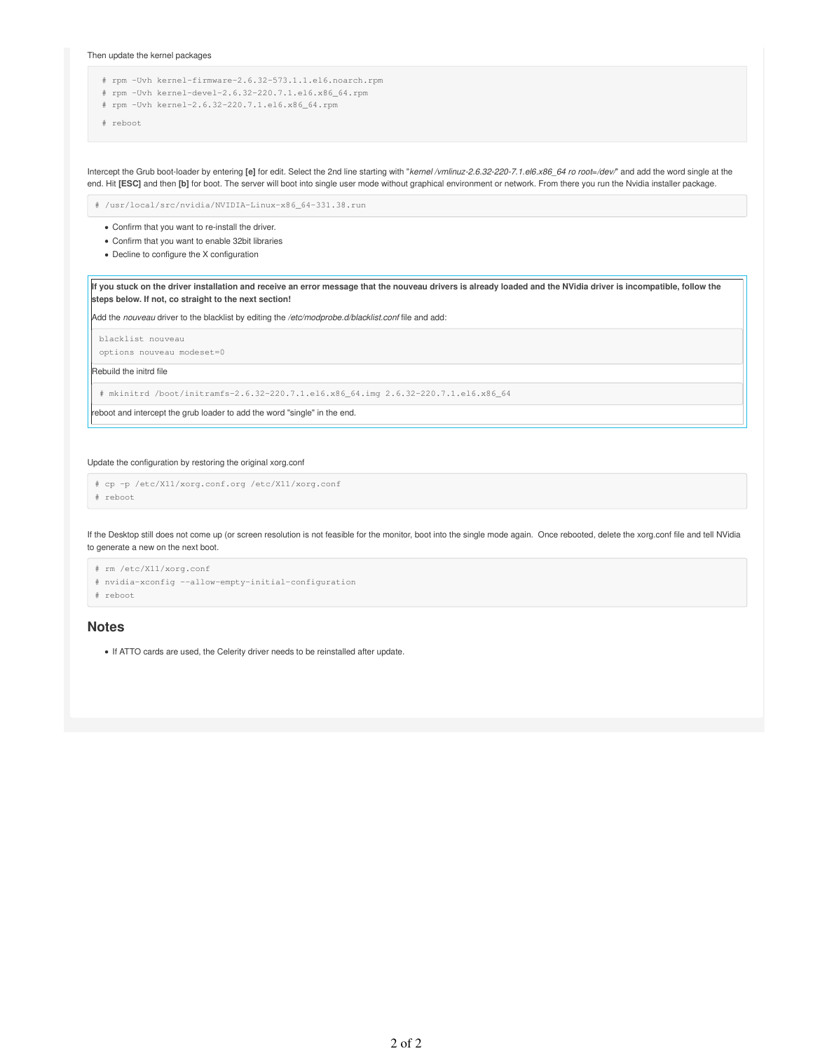Then update the kernel packages

```
# rpm -Uvh kernel-firmware-2.6.32-573.1.1.el6.noarch.rpm
# rpm -Uvh kernel-devel-2.6.32-220.7.1.el6.x86_64.rpm
# rpm -Uvh kernel-2.6.32-220.7.1.el6.x86_64.rpm

# reboot
```

Intercept the Grub boot-loader by entering **[e]** for edit. Select the 2nd line starting with "*kernel /vmlinuz-2.6.32-220-7.1.el6.x86_64 ro root=/dev/*" and add the word single at the end. Hit **[ESC]** and then **[b]** for boot. The server will boot into single user mode without graphical environment or network. From there you run the Nvidia installer package.

```
# /usr/local/src/nvidia/NVIDIA-Linux-x86_64-331.38.run
```

- Confirm that you want to re-install the driver.
- Confirm that you want to enable 32bit libraries
- Decline to configure the X configuration

**If you stuck on the driver installation and receive an error message that the nouveau drivers is already loaded and the NVidia driver is incompatible, follow the steps below. If not, co straight to the next section!**

Add the *nouveau* driver to the blacklist by editing the */etc/modprobe.d/blacklist.conf* file and add:

```
blacklist nouveau
options nouveau modeset=0
```

Rebuild the initrd file

```
# mkinitrd /boot/initramfs-2.6.32-220.7.1.el6.x86_64.img 2.6.32-220.7.1.el6.x86_64
```

reboot and intercept the grub loader to add the word "single" in the end.

Update the configuration by restoring the original xorg.conf

```
# cp -p /etc/X11/xorg.conf.org /etc/X11/xorg.conf
# reboot
```

If the Desktop still does not come up (or screen resolution is not feasible for the monitor, boot into the single mode again. Once rebooted, delete the xorg.conf file and tell NVidia to generate a new on the next boot.

```
# rm /etc/X11/xorg.conf
# nvidia-xconfig --allow-empty-initial-configuration
# reboot
```

## Notes

- If ATTO cards are used, the Celerity driver needs to be reinstalled after update.